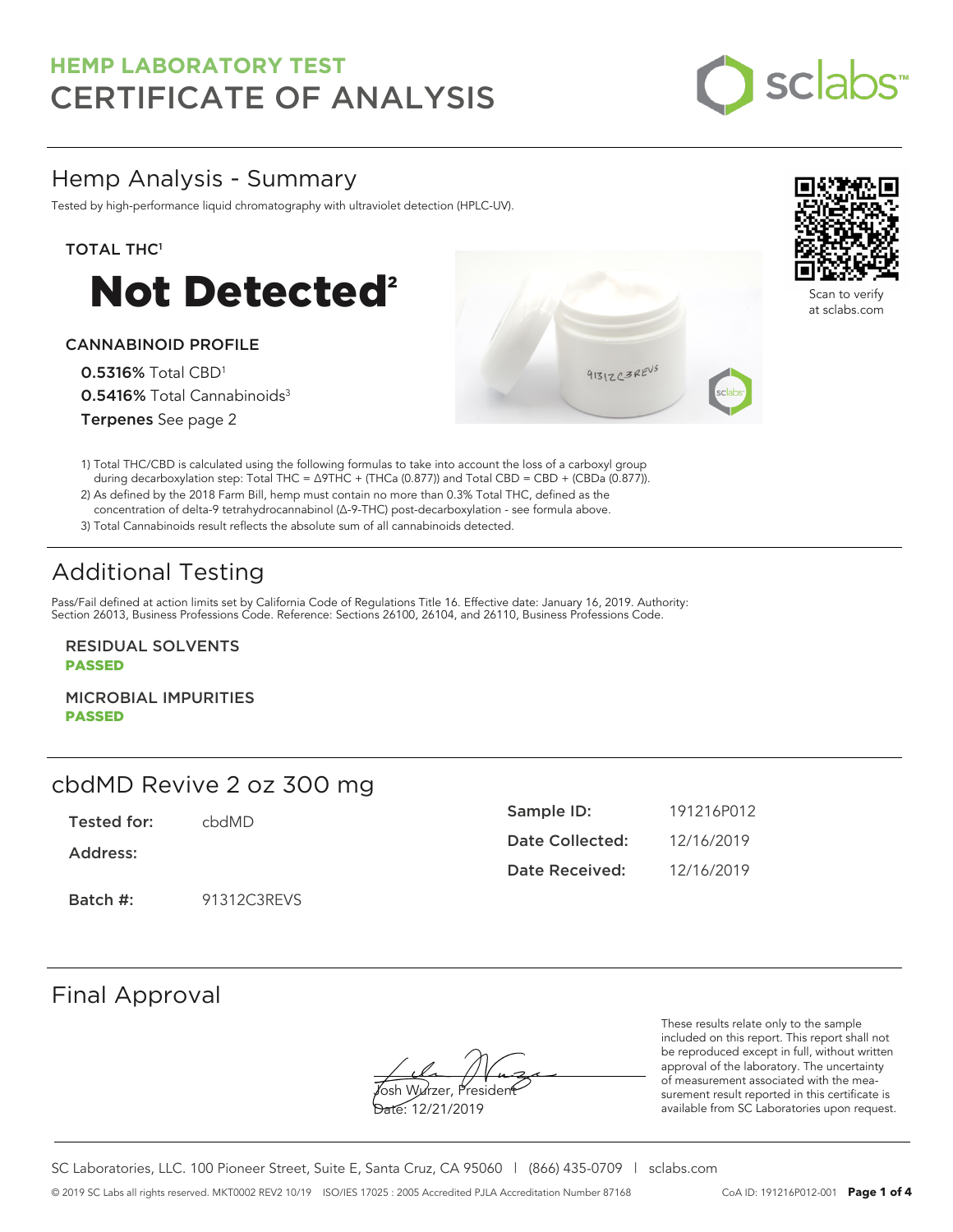# HEMP LABORATORY TEST
# CERTIFICATE OF ANALYSIS

## Hemp Analysis - Summary

Tested by high-performance liquid chromatography with ultraviolet detection (HPLC-UV).

**TOTAL THC**[1]

# Not Detected[2]

**CANNABINOID PROFILE**

**0.5316%** Total CBD[1]

**0.5416%** Total Cannabinoids[3]

**Terpenes** See page 2

Scan to verify at sclabs.com

1) Total THC/CBD is calculated using the following formulas to take into account the loss of a carboxyl group during decarboxylation step: Total THC = Δ9THC + (THCa (0.877)) and Total CBD = CBD + (CBDa (0.877)).
2) As defined by the 2018 Farm Bill, hemp must contain no more than 0.3% Total THC, defined as the concentration of delta-9 tetrahydrocannabinol (Δ-9-THC) post-decarboxylation - see formula above.
3) Total Cannabinoids result reflects the absolute sum of all cannabinoids detected.

## Additional Testing

Pass/Fail defined at action limits set by California Code of Regulations Title 16. Effective date: January 16, 2019. Authority: Section 26013, Business Professions Code. Reference: Sections 26100, 26104, and 26110, Business Professions Code.

**RESIDUAL SOLVENTS**
**PASSED**

**MICROBIAL IMPURITIES**
**PASSED**

## cbdMD Revive 2 oz 300 mg

| | |
|---|---|
| **Tested for:** | cbdMD |
| **Address:** | |
| **Batch #:** | 91312C3REVS |

| | |
|---|---|
| **Sample ID:** | 191216P012 |
| **Date Collected:** | 12/16/2019 |
| **Date Received:** | 12/16/2019 |

## Final Approval

Josh Wurzer, President
Date: 12/21/2019

These results relate only to the sample included on this report. This report shall not be reproduced except in full, without written approval of the laboratory. The uncertainty of measurement associated with the measurement result reported in this certificate is available from SC Laboratories upon request.

SC Laboratories, LLC. 100 Pioneer Street, Suite E, Santa Cruz, CA 95060 | (866) 435-0709 | sclabs.com

© 2019 SC Labs all rights reserved. MKT0002 REV2 10/19 ISO/IES 17025 : 2005 Accredited PJLA Accreditation Number 87168 CoA ID: 191216P012-001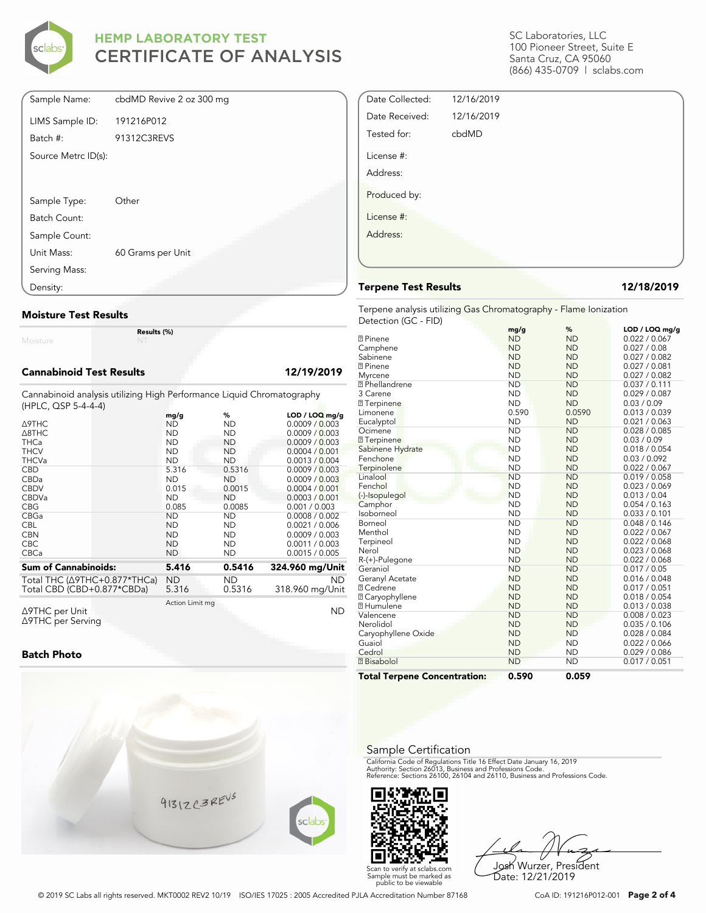# HEMP LABORATORY TEST
## CERTIFICATE OF ANALYSIS

SC Laboratories, LLC
100 Pioneer Street, Suite E
Santa Cruz, CA 95060
(866) 435-0709 | sclabs.com

| | |
|---|---|
| Sample Name: | cbdMD Revive 2 oz 300 mg |
| LIMS Sample ID: | 191216P012 |
| Batch #: | 91312C3REVS |
| Source Metrc ID(s): | |
| Sample Type: | Other |
| Batch Count: | |
| Sample Count: | |
| Unit Mass: | 60 Grams per Unit |
| Serving Mass: | |
| Density: | |

| | |
|---|---|
| Date Collected: | 12/16/2019 |
| Date Received: | 12/16/2019 |
| Tested for: | cbdMD |
| License #: | |
| Address: | |
| Produced by: | |
| License #: | |
| Address: | |

### Moisture Test Results

| | Results (%) |
|---|---|
| Moisture | NT |

### Cannabinoid Test Results — 12/19/2019

Cannabinoid analysis utilizing High Performance Liquid Chromatography (HPLC, QSP 5-4-4-4)

| | mg/g | % | LOD / LOQ mg/g |
|---|---|---|---|
| Δ9THC | ND | ND | 0.0009 / 0.003 |
| Δ8THC | ND | ND | 0.0009 / 0.003 |
| THCa | ND | ND | 0.0009 / 0.003 |
| THCV | ND | ND | 0.0004 / 0.001 |
| THCVa | ND | ND | 0.0013 / 0.004 |
| CBD | 5.316 | 0.5316 | 0.0009 / 0.003 |
| CBDa | ND | ND | 0.0009 / 0.003 |
| CBDV | 0.015 | 0.0015 | 0.0004 / 0.001 |
| CBDVa | ND | ND | 0.0003 / 0.001 |
| CBG | 0.085 | 0.0085 | 0.001 / 0.003 |
| CBGa | ND | ND | 0.0008 / 0.002 |
| CBL | ND | ND | 0.0021 / 0.006 |
| CBN | ND | ND | 0.0009 / 0.003 |
| CBC | ND | ND | 0.0011 / 0.003 |
| CBCa | ND | ND | 0.0015 / 0.005 |
| **Sum of Cannabinoids:** | **5.416** | **0.5416** | **324.960 mg/Unit** |
| Total THC (Δ9THC+0.877*THCa) | ND | ND | ND |
| Total CBD (CBD+0.877*CBDa) | 5.316 | 0.5316 | 318.960 mg/Unit |

| | Action Limit mg | |
|---|---|---|
| Δ9THC per Unit | | ND |
| Δ9THC per Serving | | |

### Batch Photo

### Terpene Test Results — 12/18/2019

Terpene analysis utilizing Gas Chromatography - Flame Ionization Detection (GC - FID)

| | mg/g | % | LOD / LOQ mg/g |
|---|---|---|---|
| ⍰ Pinene | ND | ND | 0.022 / 0.067 |
| Camphene | ND | ND | 0.027 / 0.08 |
| Sabinene | ND | ND | 0.027 / 0.082 |
| ⍰ Pinene | ND | ND | 0.027 / 0.081 |
| Myrcene | ND | ND | 0.027 / 0.082 |
| ⍰ Phellandrene | ND | ND | 0.037 / 0.111 |
| 3 Carene | ND | ND | 0.029 / 0.087 |
| ⍰ Terpinene | ND | ND | 0.03 / 0.09 |
| Limonene | 0.590 | 0.0590 | 0.013 / 0.039 |
| Eucalyptol | ND | ND | 0.021 / 0.063 |
| Ocimene | ND | ND | 0.028 / 0.085 |
| ⍰ Terpinene | ND | ND | 0.03 / 0.09 |
| Sabinene Hydrate | ND | ND | 0.018 / 0.054 |
| Fenchone | ND | ND | 0.03 / 0.092 |
| Terpinolene | ND | ND | 0.022 / 0.067 |
| Linalool | ND | ND | 0.019 / 0.058 |
| Fenchol | ND | ND | 0.023 / 0.069 |
| (-)-Isopulegol | ND | ND | 0.013 / 0.04 |
| Camphor | ND | ND | 0.054 / 0.163 |
| Isoborneol | ND | ND | 0.033 / 0.101 |
| Borneol | ND | ND | 0.048 / 0.146 |
| Menthol | ND | ND | 0.022 / 0.067 |
| Terpineol | ND | ND | 0.022 / 0.068 |
| Nerol | ND | ND | 0.023 / 0.068 |
| R-(+)-Pulegone | ND | ND | 0.022 / 0.068 |
| Geraniol | ND | ND | 0.017 / 0.05 |
| Geranyl Acetate | ND | ND | 0.016 / 0.048 |
| ⍰ Cedrene | ND | ND | 0.017 / 0.051 |
| ⍰ Caryophyllene | ND | ND | 0.018 / 0.054 |
| ⍰ Humulene | ND | ND | 0.013 / 0.038 |
| Valencene | ND | ND | 0.008 / 0.023 |
| Nerolidol | ND | ND | 0.035 / 0.106 |
| Caryophyllene Oxide | ND | ND | 0.028 / 0.084 |
| Guaiol | ND | ND | 0.022 / 0.066 |
| Cedrol | ND | ND | 0.029 / 0.086 |
| ⍰ Bisabolol | ND | ND | 0.017 / 0.051 |
| **Total Terpene Concentration:** | **0.590** | **0.059** | |

### Sample Certification

California Code of Regulations Title 16 Effect Date January 16, 2019
Authority: Section 26013, Business and Professions Code.
Reference: Sections 26100, 26104 and 26110, Business and Professions Code.

Scan to verify at sclabs.com
Sample must be marked as public to be viewable

Josh Wurzer, President
Date: 12/21/2019

© 2019 SC Labs all rights reserved. MKT0002 REV2 10/19 ISO/IES 17025 : 2005 Accredited PJLA Accreditation Number 87168

CoA ID: 191216P012-001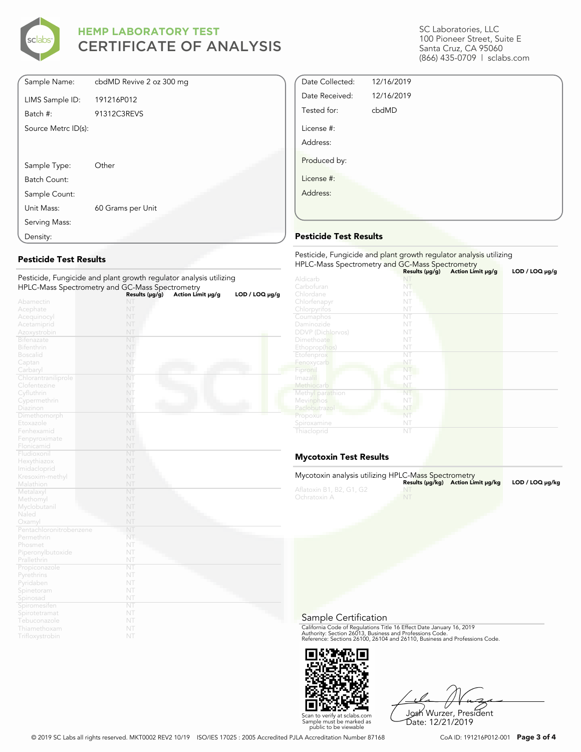# HEMP LABORATORY TEST
## CERTIFICATE OF ANALYSIS

SC Laboratories, LLC
100 Pioneer Street, Suite E
Santa Cruz, CA 95060
(866) 435-0709 | sclabs.com

| | |
|---|---|
| Sample Name: | cbdMD Revive 2 oz 300 mg |
| LIMS Sample ID: | 191216P012 |
| Batch #: | 91312C3REVS |
| Source Metrc ID(s): | |
| Sample Type: | Other |
| Batch Count: | |
| Sample Count: | |
| Unit Mass: | 60 Grams per Unit |
| Serving Mass: | |
| Density: | |

| | |
|---|---|
| Date Collected: | 12/16/2019 |
| Date Received: | 12/16/2019 |
| Tested for: | cbdMD |
| License #: | |
| Address: | |
| Produced by: | |
| License #: | |
| Address: | |

### Pesticide Test Results

Pesticide, Fungicide and plant growth regulator analysis utilizing HPLC-Mass Spectrometry and GC-Mass Spectrometry

| | Results (μg/g) | Action Limit μg/g | LOD / LOQ μg/g |
|---|---|---|---|
| Abamectin | NT | | |
| Acephate | NT | | |
| Acequinocyl | NT | | |
| Acetamiprid | NT | | |
| Azoxystrobin | NT | | |
| Bifenazate | NT | | |
| Bifenthrin | NT | | |
| Boscalid | NT | | |
| Captan | NT | | |
| Carbaryl | NT | | |
| Chlorantraniliprole | NT | | |
| Clofentezine | NT | | |
| Cyfluthrin | NT | | |
| Cypermethrin | NT | | |
| Diazinon | NT | | |
| Dimethomorph | NT | | |
| Etoxazole | NT | | |
| Fenhexamid | NT | | |
| Fenpyroximate | NT | | |
| Flonicamid | NT | | |
| Fludioxonil | NT | | |
| Hexythiazox | NT | | |
| Imidacloprid | NT | | |
| Kresoxim-methyl | NT | | |
| Malathion | NT | | |
| Metalaxyl | NT | | |
| Methomyl | NT | | |
| Myclobutanil | NT | | |
| Naled | NT | | |
| Oxamyl | NT | | |
| Pentachloronitrobenzene | NT | | |
| Permethrin | NT | | |
| Phosmet | NT | | |
| Piperonylbutoxide | NT | | |
| Prallethrin | NT | | |
| Propiconazole | NT | | |
| Pyrethrins | NT | | |
| Pyridaben | NT | | |
| Spinetoram | NT | | |
| Spinosad | NT | | |
| Spiromesifen | NT | | |
| Spirotetramat | NT | | |
| Tebuconazole | NT | | |
| Thiamethoxam | NT | | |
| Trifloxystrobin | NT | | |

### Pesticide Test Results

Pesticide, Fungicide and plant growth regulator analysis utilizing HPLC-Mass Spectrometry and GC-Mass Spectrometry

| | Results (μg/g) | Action Limit μg/g | LOD / LOQ μg/g |
|---|---|---|---|
| Aldicarb | NT | | |
| Carbofuran | NT | | |
| Chlordane | NT | | |
| Chlorfenapyr | NT | | |
| Chlorpyrifos | NT | | |
| Coumaphos | NT | | |
| Daminozide | NT | | |
| DDVP (Dichlorvos) | NT | | |
| Dimethoate | NT | | |
| Ethoprop(hos) | NT | | |
| Etofenprox | NT | | |
| Fenoxycarb | NT | | |
| Fipronil | NT | | |
| Imazalil | NT | | |
| Methiocarb | NT | | |
| Methyl parathion | NT | | |
| Mevinphos | NT | | |
| Paclobutrazol | NT | | |
| Propoxur | NT | | |
| Spiroxamine | NT | | |
| Thiacloprid | NT | | |

### Mycotoxin Test Results

Mycotoxin analysis utilizing HPLC-Mass Spectrometry

| | Results (μg/kg) | Action Limit μg/kg | LOD / LOQ μg/kg |
|---|---|---|---|
| Aflatoxin B1, B2, G1, G2 | NT | | |
| Ochratoxin A | NT | | |

### Sample Certification

California Code of Regulations Title 16 Effect Date January 16, 2019
Authority: Section 26013, Business and Professions Code.
Reference: Sections 26100, 26104 and 26110, Business and Professions Code.

Scan to verify at sclabs.com
Sample must be marked as public to be viewable

Josh Wurzer, President
Date: 12/21/2019

© 2019 SC Labs all rights reserved. MKT0002 REV2 10/19 ISO/IES 17025 : 2005 Accredited PJLA Accreditation Number 87168

CoA ID: 191216P012-001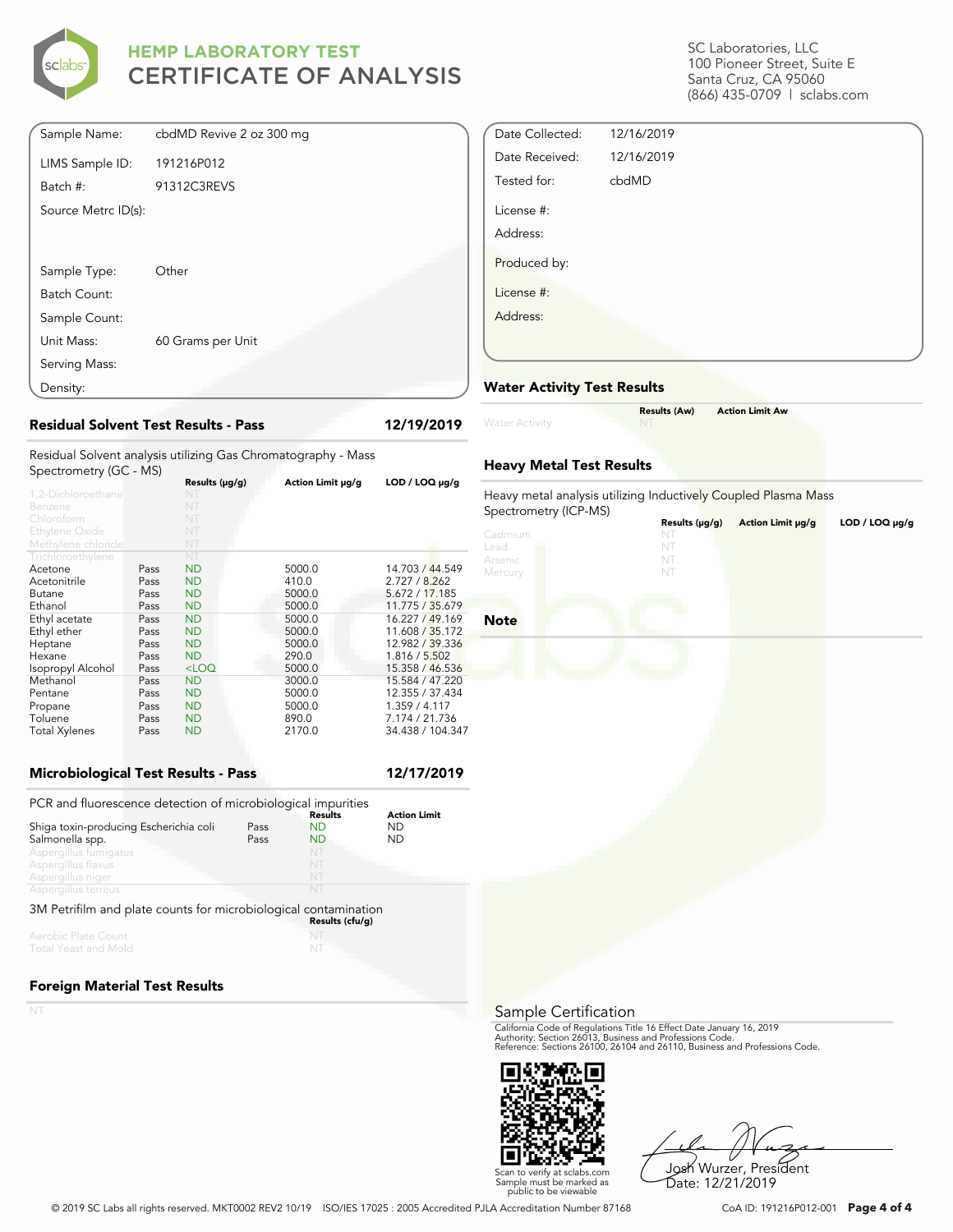# HEMP LABORATORY TEST
# CERTIFICATE OF ANALYSIS

SC Laboratories, LLC
100 Pioneer Street, Suite E
Santa Cruz, CA 95060
(866) 435-0709 | sclabs.com

| | |
|---|---|
| Sample Name: | cbdMD Revive 2 oz 300 mg |
| LIMS Sample ID: | 191216P012 |
| Batch #: | 91312C3REVS |
| Source Metrc ID(s): | |
| Sample Type: | Other |
| Batch Count: | |
| Sample Count: | |
| Unit Mass: | 60 Grams per Unit |
| Serving Mass: | |
| Density: | |

| | |
|---|---|
| Date Collected: | 12/16/2019 |
| Date Received: | 12/16/2019 |
| Tested for: | cbdMD |
| License #: | |
| Address: | |
| Produced by: | |
| License #: | |
| Address: | |

## Residual Solvent Test Results - Pass — 12/19/2019

Residual Solvent analysis utilizing Gas Chromatography - Mass Spectrometry (GC - MS)

| Analyte | | Results (µg/g) | Action Limit µg/g | LOD / LOQ µg/g |
|---|---|---|---|---|
| 1,2-Dichloroethane | | NT | | |
| Benzene | | NT | | |
| Chloroform | | NT | | |
| Ethylene Oxide | | NT | | |
| Methylene chloride | | NT | | |
| Trichloroethylene | | NT | | |
| Acetone | Pass | ND | 5000.0 | 14.703 / 44.549 |
| Acetonitrile | Pass | ND | 410.0 | 2.727 / 8.262 |
| Butane | Pass | ND | 5000.0 | 5.672 / 17.185 |
| Ethanol | Pass | ND | 5000.0 | 11.775 / 35.679 |
| Ethyl acetate | Pass | ND | 5000.0 | 16.227 / 49.169 |
| Ethyl ether | Pass | ND | 5000.0 | 11.608 / 35.172 |
| Heptane | Pass | ND | 5000.0 | 12.982 / 39.336 |
| Hexane | Pass | ND | 290.0 | 1.816 / 5.502 |
| Isopropyl Alcohol | Pass | <LOQ | 5000.0 | 15.358 / 46.536 |
| Methanol | Pass | ND | 3000.0 | 15.584 / 47.220 |
| Pentane | Pass | ND | 5000.0 | 12.355 / 37.434 |
| Propane | Pass | ND | 5000.0 | 1.359 / 4.117 |
| Toluene | Pass | ND | 890.0 | 7.174 / 21.736 |
| Total Xylenes | Pass | ND | 2170.0 | 34.438 / 104.347 |

## Microbiological Test Results - Pass — 12/17/2019

PCR and fluorescence detection of microbiological impurities

| Analyte | | Results | Action Limit |
|---|---|---|---|
| Shiga toxin-producing Escherichia coli | Pass | ND | ND |
| Salmonella spp. | Pass | ND | ND |
| Aspergillus fumigatus | | NT | |
| Aspergillus flavus | | NT | |
| Aspergillus niger | | NT | |
| Aspergillus terreus | | NT | |

3M Petrifilm and plate counts for microbiological contamination

| Analyte | Results (cfu/g) |
|---|---|
| Aerobic Plate Count | NT |
| Total Yeast and Mold | NT |

## Foreign Material Test Results

NT

## Water Activity Test Results

| | Results (Aw) | Action Limit Aw |
|---|---|---|
| Water Activity | NT | |

## Heavy Metal Test Results

Heavy metal analysis utilizing Inductively Coupled Plasma Mass Spectrometry (ICP-MS)

| Analyte | Results (µg/g) | Action Limit µg/g | LOD / LOQ µg/g |
|---|---|---|---|
| Cadmium | NT | | |
| Lead | NT | | |
| Arsenic | NT | | |
| Mercury | NT | | |

## Note

## Sample Certification

California Code of Regulations Title 16 Effect Date January 16, 2019
Authority: Section 26013, Business and Professions Code.
Reference: Sections 26100, 26104 and 26110, Business and Professions Code.

Scan to verify at sclabs.com
Sample must be marked as public to be viewable

Josh Wurzer, President
Date: 12/21/2019

© 2019 SC Labs all rights reserved. MKT0002 REV2 10/19 ISO/IES 17025 : 2005 Accredited PJLA Accreditation Number 87168

CoA ID: 191216P012-001